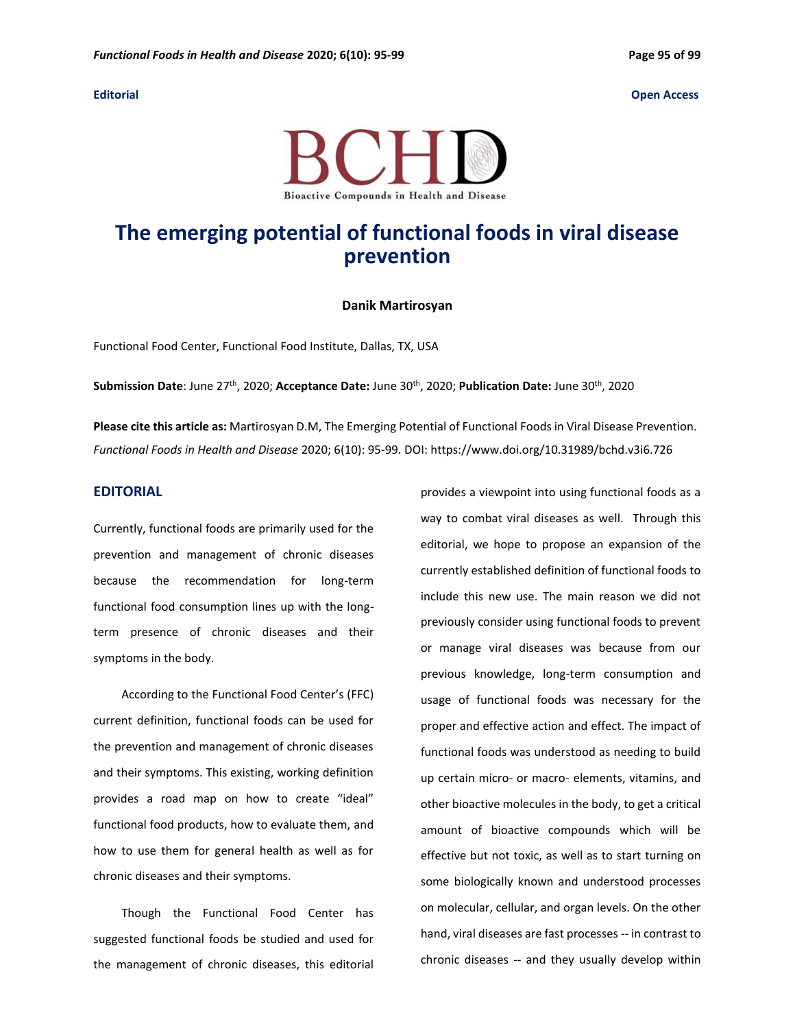Editorial

Open Access

# The emerging potential of functional foods in viral disease prevention

**Danik Martirosyan**

Functional Food Center, Functional Food Institute, Dallas, TX, USA

**Submission Date**: June 27th, 2020; **Acceptance Date:** June 30th, 2020; **Publication Date:** June 30th, 2020

**Please cite this article as:** Martirosyan D.M, The Emerging Potential of Functional Foods in Viral Disease Prevention. *Functional Foods in Health and Disease* 2020; 6(10): 95-99. DOI: https://www.doi.org/10.31989/bchd.v3i6.726

## EDITORIAL

Currently, functional foods are primarily used for the prevention and management of chronic diseases because the recommendation for long-term functional food consumption lines up with the long-term presence of chronic diseases and their symptoms in the body.

According to the Functional Food Center's (FFC) current definition, functional foods can be used for the prevention and management of chronic diseases and their symptoms. This existing, working definition provides a road map on how to create "ideal" functional food products, how to evaluate them, and how to use them for general health as well as for chronic diseases and their symptoms.

Though the Functional Food Center has suggested functional foods be studied and used for the management of chronic diseases, this editorial provides a viewpoint into using functional foods as a way to combat viral diseases as well. Through this editorial, we hope to propose an expansion of the currently established definition of functional foods to include this new use. The main reason we did not previously consider using functional foods to prevent or manage viral diseases was because from our previous knowledge, long-term consumption and usage of functional foods was necessary for the proper and effective action and effect. The impact of functional foods was understood as needing to build up certain micro- or macro- elements, vitamins, and other bioactive molecules in the body, to get a critical amount of bioactive compounds which will be effective but not toxic, as well as to start turning on some biologically known and understood processes on molecular, cellular, and organ levels. On the other hand, viral diseases are fast processes -- in contrast to chronic diseases -- and they usually develop within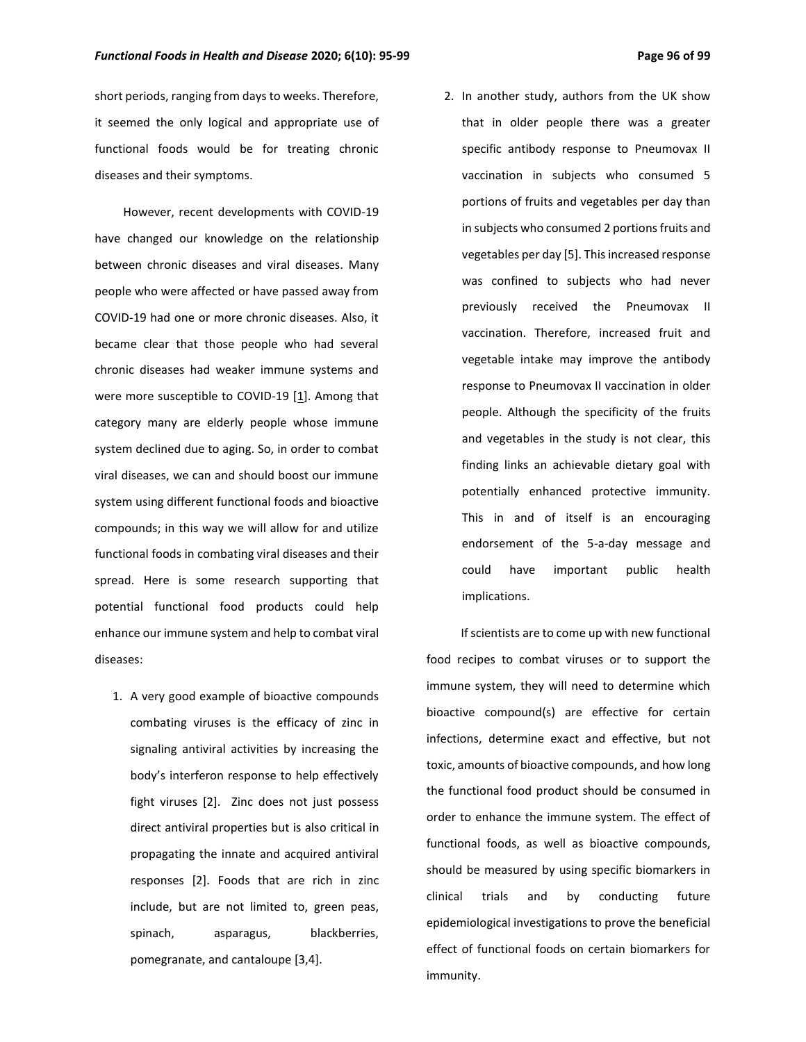short periods, ranging from days to weeks. Therefore, it seemed the only logical and appropriate use of functional foods would be for treating chronic diseases and their symptoms.

However, recent developments with COVID-19 have changed our knowledge on the relationship between chronic diseases and viral diseases. Many people who were affected or have passed away from COVID-19 had one or more chronic diseases. Also, it became clear that those people who had several chronic diseases had weaker immune systems and were more susceptible to COVID-19 [1]. Among that category many are elderly people whose immune system declined due to aging. So, in order to combat viral diseases, we can and should boost our immune system using different functional foods and bioactive compounds; in this way we will allow for and utilize functional foods in combating viral diseases and their spread. Here is some research supporting that potential functional food products could help enhance our immune system and help to combat viral diseases:

1. A very good example of bioactive compounds combating viruses is the efficacy of zinc in signaling antiviral activities by increasing the body's interferon response to help effectively fight viruses [2]. Zinc does not just possess direct antiviral properties but is also critical in propagating the innate and acquired antiviral responses [2]. Foods that are rich in zinc include, but are not limited to, green peas, spinach, asparagus, blackberries, pomegranate, and cantaloupe [3,4].
2. In another study, authors from the UK show that in older people there was a greater specific antibody response to Pneumovax II vaccination in subjects who consumed 5 portions of fruits and vegetables per day than in subjects who consumed 2 portions fruits and vegetables per day [5]. This increased response was confined to subjects who had never previously received the Pneumovax II vaccination. Therefore, increased fruit and vegetable intake may improve the antibody response to Pneumovax II vaccination in older people. Although the specificity of the fruits and vegetables in the study is not clear, this finding links an achievable dietary goal with potentially enhanced protective immunity. This in and of itself is an encouraging endorsement of the 5-a-day message and could have important public health implications.

If scientists are to come up with new functional food recipes to combat viruses or to support the immune system, they will need to determine which bioactive compound(s) are effective for certain infections, determine exact and effective, but not toxic, amounts of bioactive compounds, and how long the functional food product should be consumed in order to enhance the immune system. The effect of functional foods, as well as bioactive compounds, should be measured by using specific biomarkers in clinical trials and by conducting future epidemiological investigations to prove the beneficial effect of functional foods on certain biomarkers for immunity.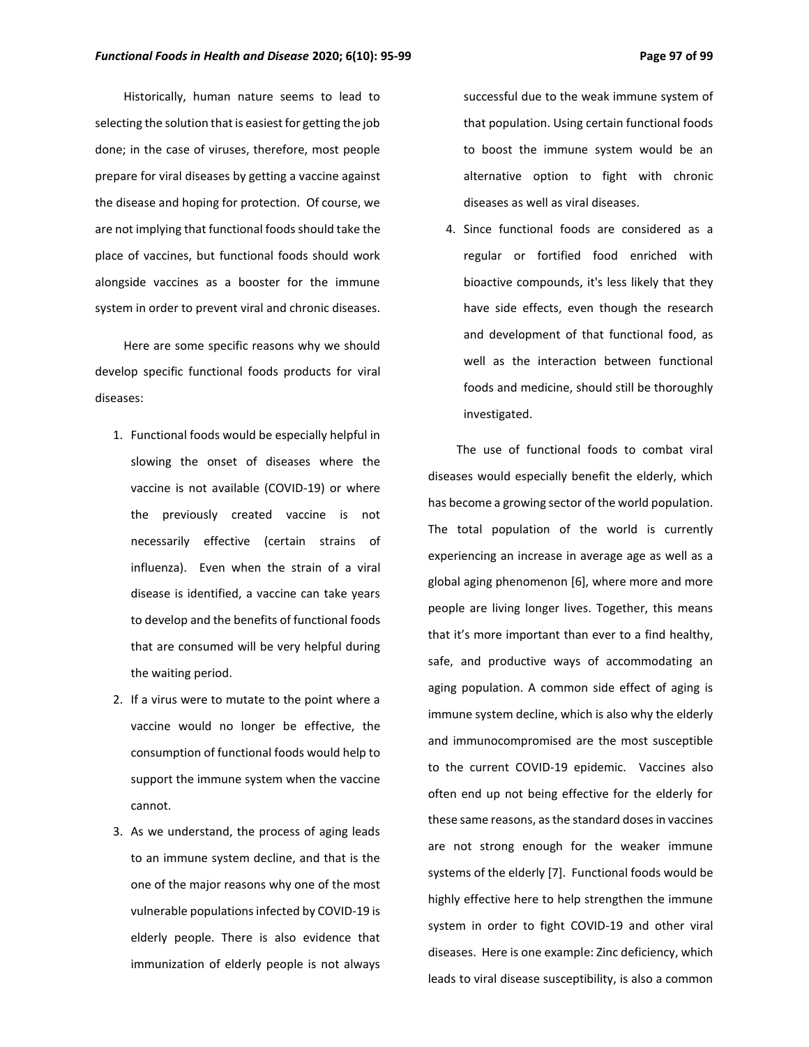Historically, human nature seems to lead to selecting the solution that is easiest for getting the job done; in the case of viruses, therefore, most people prepare for viral diseases by getting a vaccine against the disease and hoping for protection. Of course, we are not implying that functional foods should take the place of vaccines, but functional foods should work alongside vaccines as a booster for the immune system in order to prevent viral and chronic diseases.

Here are some specific reasons why we should develop specific functional foods products for viral diseases:

1. Functional foods would be especially helpful in slowing the onset of diseases where the vaccine is not available (COVID-19) or where the previously created vaccine is not necessarily effective (certain strains of influenza). Even when the strain of a viral disease is identified, a vaccine can take years to develop and the benefits of functional foods that are consumed will be very helpful during the waiting period.
2. If a virus were to mutate to the point where a vaccine would no longer be effective, the consumption of functional foods would help to support the immune system when the vaccine cannot.
3. As we understand, the process of aging leads to an immune system decline, and that is the one of the major reasons why one of the most vulnerable populations infected by COVID-19 is elderly people. There is also evidence that immunization of elderly people is not always successful due to the weak immune system of that population. Using certain functional foods to boost the immune system would be an alternative option to fight with chronic diseases as well as viral diseases.
4. Since functional foods are considered as a regular or fortified food enriched with bioactive compounds, it's less likely that they have side effects, even though the research and development of that functional food, as well as the interaction between functional foods and medicine, should still be thoroughly investigated.

The use of functional foods to combat viral diseases would especially benefit the elderly, which has become a growing sector of the world population. The total population of the world is currently experiencing an increase in average age as well as a global aging phenomenon [6], where more and more people are living longer lives. Together, this means that it's more important than ever to a find healthy, safe, and productive ways of accommodating an aging population. A common side effect of aging is immune system decline, which is also why the elderly and immunocompromised are the most susceptible to the current COVID-19 epidemic. Vaccines also often end up not being effective for the elderly for these same reasons, as the standard doses in vaccines are not strong enough for the weaker immune systems of the elderly [7]. Functional foods would be highly effective here to help strengthen the immune system in order to fight COVID-19 and other viral diseases. Here is one example: Zinc deficiency, which leads to viral disease susceptibility, is also a common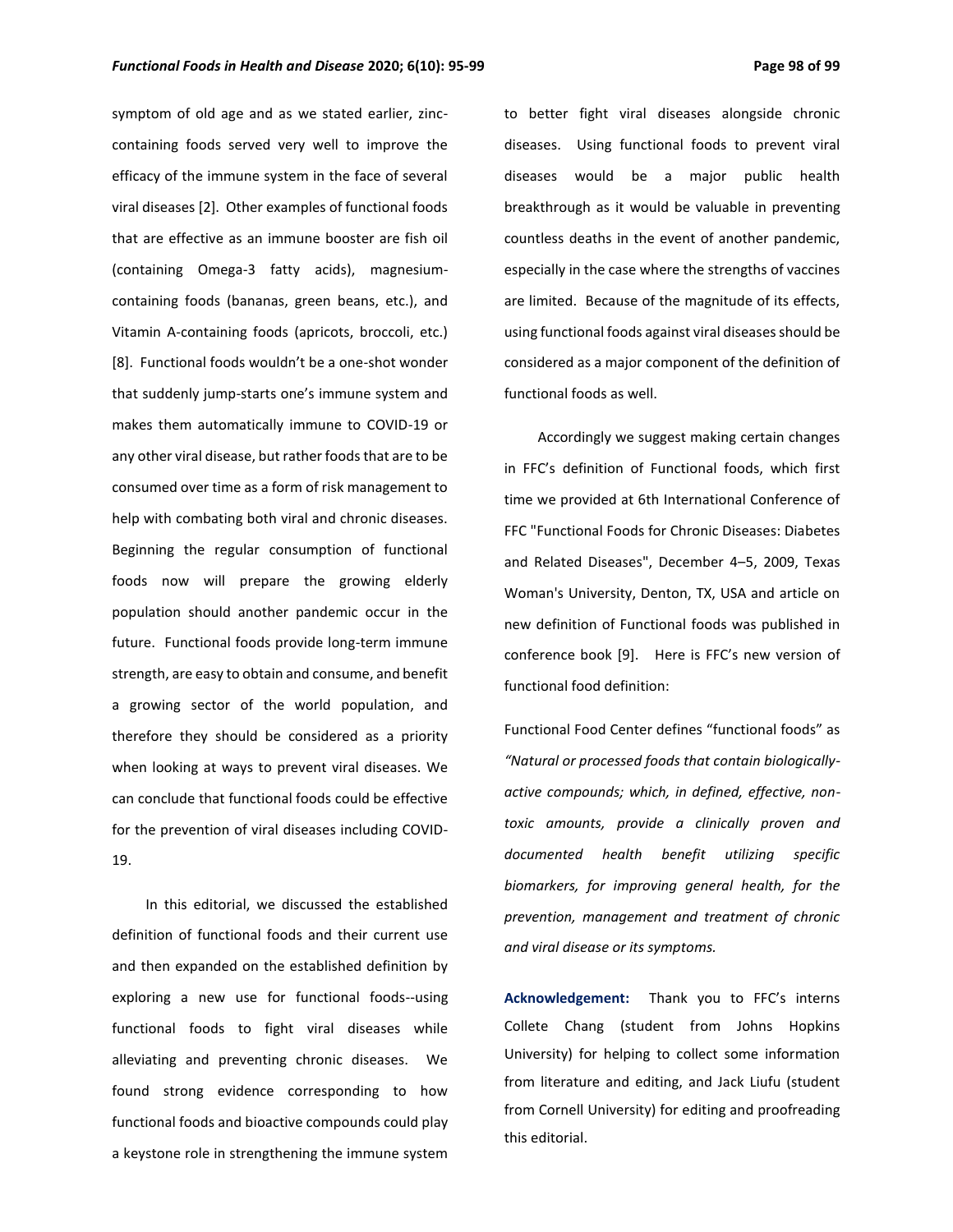symptom of old age and as we stated earlier, zinc-containing foods served very well to improve the efficacy of the immune system in the face of several viral diseases [2]. Other examples of functional foods that are effective as an immune booster are fish oil (containing Omega-3 fatty acids), magnesium-containing foods (bananas, green beans, etc.), and Vitamin A-containing foods (apricots, broccoli, etc.) [8]. Functional foods wouldn't be a one-shot wonder that suddenly jump-starts one's immune system and makes them automatically immune to COVID-19 or any other viral disease, but rather foods that are to be consumed over time as a form of risk management to help with combating both viral and chronic diseases. Beginning the regular consumption of functional foods now will prepare the growing elderly population should another pandemic occur in the future. Functional foods provide long-term immune strength, are easy to obtain and consume, and benefit a growing sector of the world population, and therefore they should be considered as a priority when looking at ways to prevent viral diseases. We can conclude that functional foods could be effective for the prevention of viral diseases including COVID-19.

In this editorial, we discussed the established definition of functional foods and their current use and then expanded on the established definition by exploring a new use for functional foods--using functional foods to fight viral diseases while alleviating and preventing chronic diseases. We found strong evidence corresponding to how functional foods and bioactive compounds could play a keystone role in strengthening the immune system to better fight viral diseases alongside chronic diseases. Using functional foods to prevent viral diseases would be a major public health breakthrough as it would be valuable in preventing countless deaths in the event of another pandemic, especially in the case where the strengths of vaccines are limited. Because of the magnitude of its effects, using functional foods against viral diseases should be considered as a major component of the definition of functional foods as well.

Accordingly we suggest making certain changes in FFC's definition of Functional foods, which first time we provided at 6th International Conference of FFC "Functional Foods for Chronic Diseases: Diabetes and Related Diseases", December 4–5, 2009, Texas Woman's University, Denton, TX, USA and article on new definition of Functional foods was published in conference book [9]. Here is FFC's new version of functional food definition:

Functional Food Center defines "functional foods" as *"Natural or processed foods that contain biologically-active compounds; which, in defined, effective, non-toxic amounts, provide a clinically proven and documented health benefit utilizing specific biomarkers, for improving general health, for the prevention, management and treatment of chronic and viral disease or its symptoms.*

**Acknowledgement:** Thank you to FFC's interns Collete Chang (student from Johns Hopkins University) for helping to collect some information from literature and editing, and Jack Liufu (student from Cornell University) for editing and proofreading this editorial.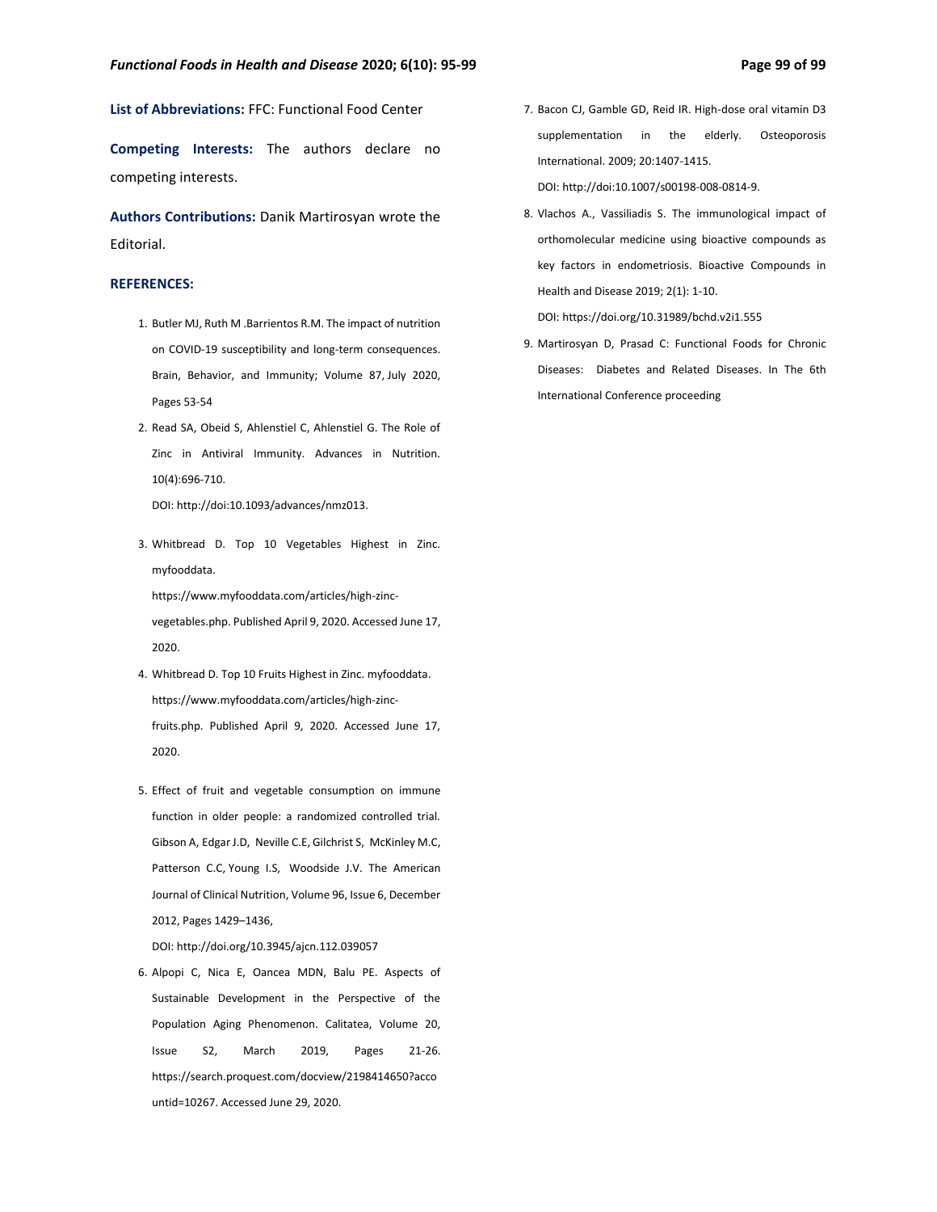**List of Abbreviations:** FFC: Functional Food Center

**Competing Interests:** The authors declare no competing interests.

**Authors Contributions:** Danik Martirosyan wrote the Editorial.

## REFERENCES:

1. Butler MJ, Ruth M .Barrientos R.M. The impact of nutrition on COVID-19 susceptibility and long-term consequences. Brain, Behavior, and Immunity; Volume 87, July 2020, Pages 53-54
2. Read SA, Obeid S, Ahlenstiel C, Ahlenstiel G. The Role of Zinc in Antiviral Immunity. Advances in Nutrition. 10(4):696-710.
   DOI: http://doi:10.1093/advances/nmz013.
3. Whitbread D. Top 10 Vegetables Highest in Zinc. myfooddata. https://www.myfooddata.com/articles/high-zinc-vegetables.php. Published April 9, 2020. Accessed June 17, 2020.
4. Whitbread D. Top 10 Fruits Highest in Zinc. myfooddata. https://www.myfooddata.com/articles/high-zinc-fruits.php. Published April 9, 2020. Accessed June 17, 2020.
5. Effect of fruit and vegetable consumption on immune function in older people: a randomized controlled trial. Gibson A, Edgar J.D, Neville C.E, Gilchrist S, McKinley M.C, Patterson C.C, Young I.S, Woodside J.V. The American Journal of Clinical Nutrition, Volume 96, Issue 6, December 2012, Pages 1429–1436,
   DOI: http://doi.org/10.3945/ajcn.112.039057
6. Alpopi C, Nica E, Oancea MDN, Balu PE. Aspects of Sustainable Development in the Perspective of the Population Aging Phenomenon. Calitatea, Volume 20, Issue S2, March 2019, Pages 21-26. https://search.proquest.com/docview/2198414650?accountid=10267. Accessed June 29, 2020.
7. Bacon CJ, Gamble GD, Reid IR. High-dose oral vitamin D3 supplementation in the elderly. Osteoporosis International. 2009; 20:1407-1415.
   DOI: http://doi:10.1007/s00198-008-0814-9.
8. Vlachos A., Vassiliadis S. The immunological impact of orthomolecular medicine using bioactive compounds as key factors in endometriosis. Bioactive Compounds in Health and Disease 2019; 2(1): 1-10.
   DOI: https://doi.org/10.31989/bchd.v2i1.555
9. Martirosyan D, Prasad C: Functional Foods for Chronic Diseases: Diabetes and Related Diseases. In The 6th International Conference proceeding